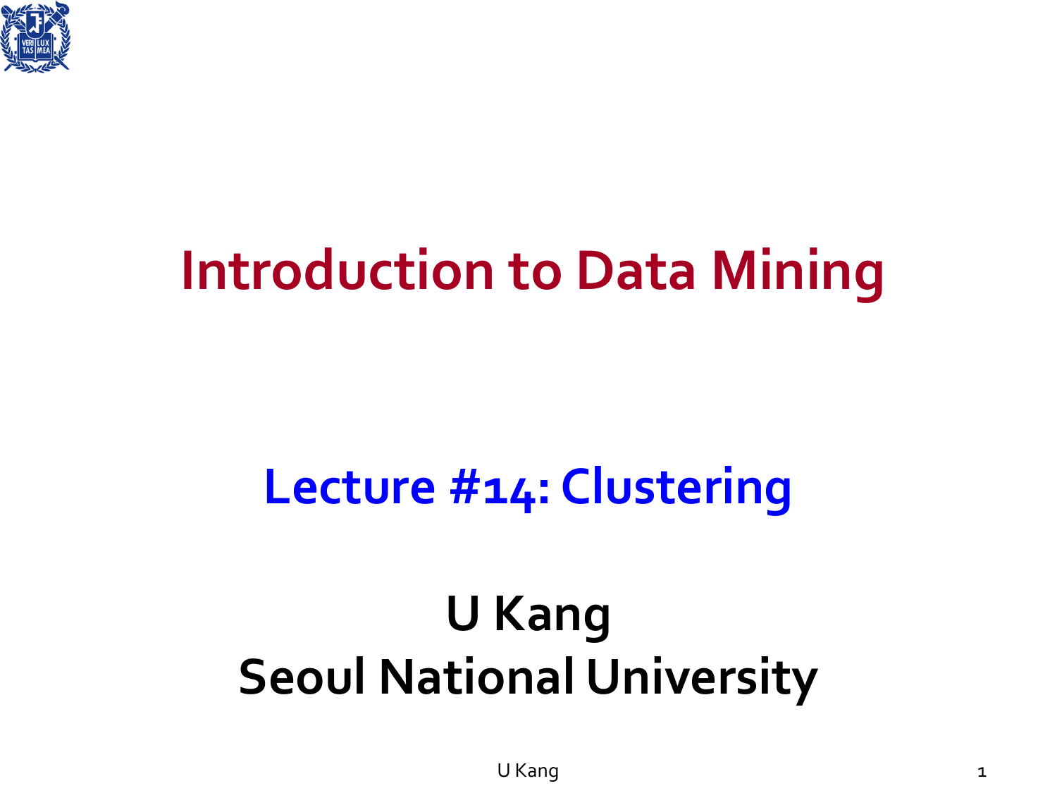# Introduction to Data Mining

## Lecture #14: Clustering

**U Kang**
**Seoul National University**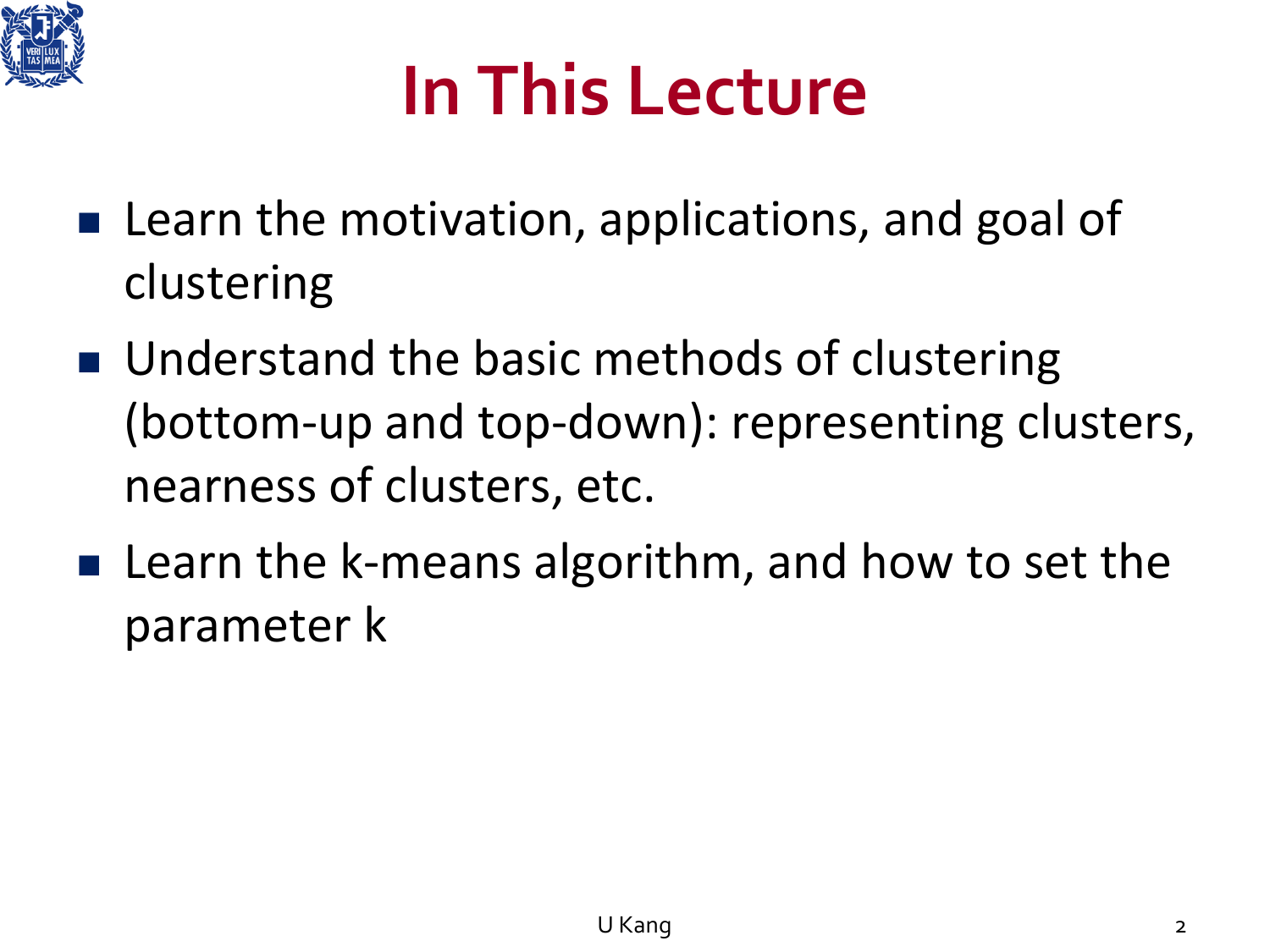# In This Lecture

- Learn the motivation, applications, and goal of clustering
- Understand the basic methods of clustering (bottom-up and top-down): representing clusters, nearness of clusters, etc.
- Learn the k-means algorithm, and how to set the parameter k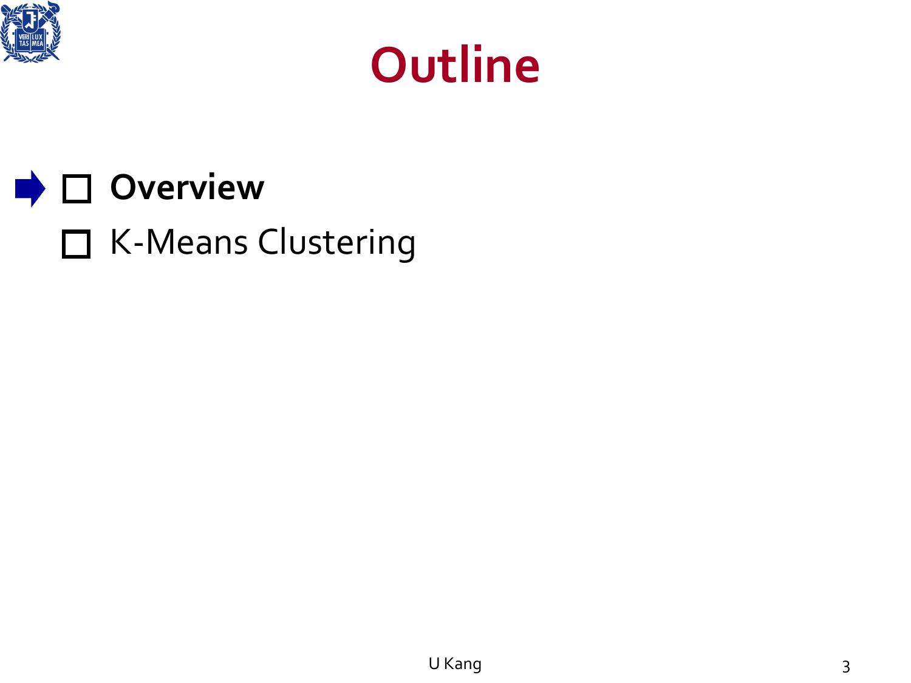# Outline

- **Overview**
- K-Means Clustering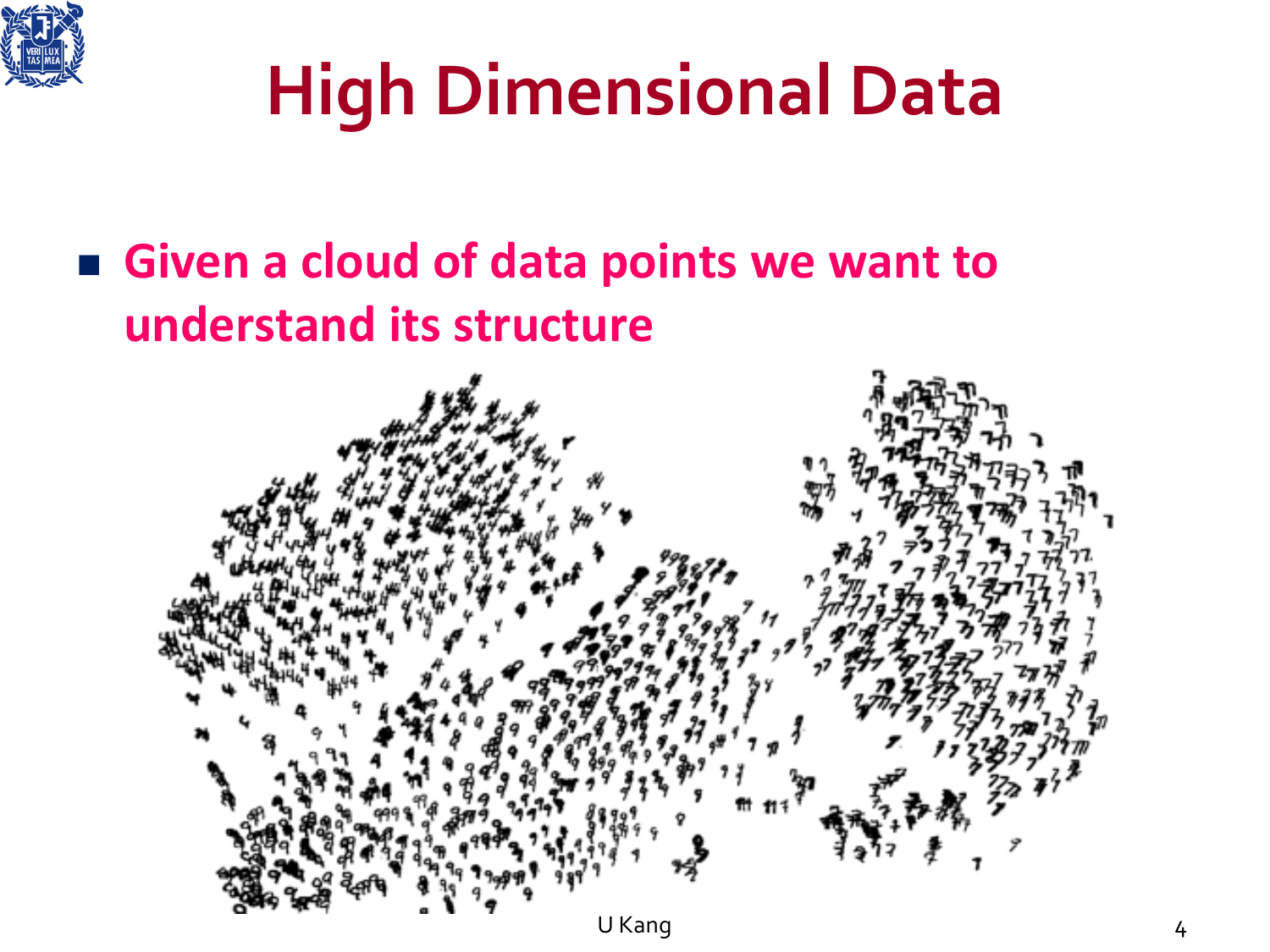# High Dimensional Data

- **Given a cloud of data points we want to understand its structure**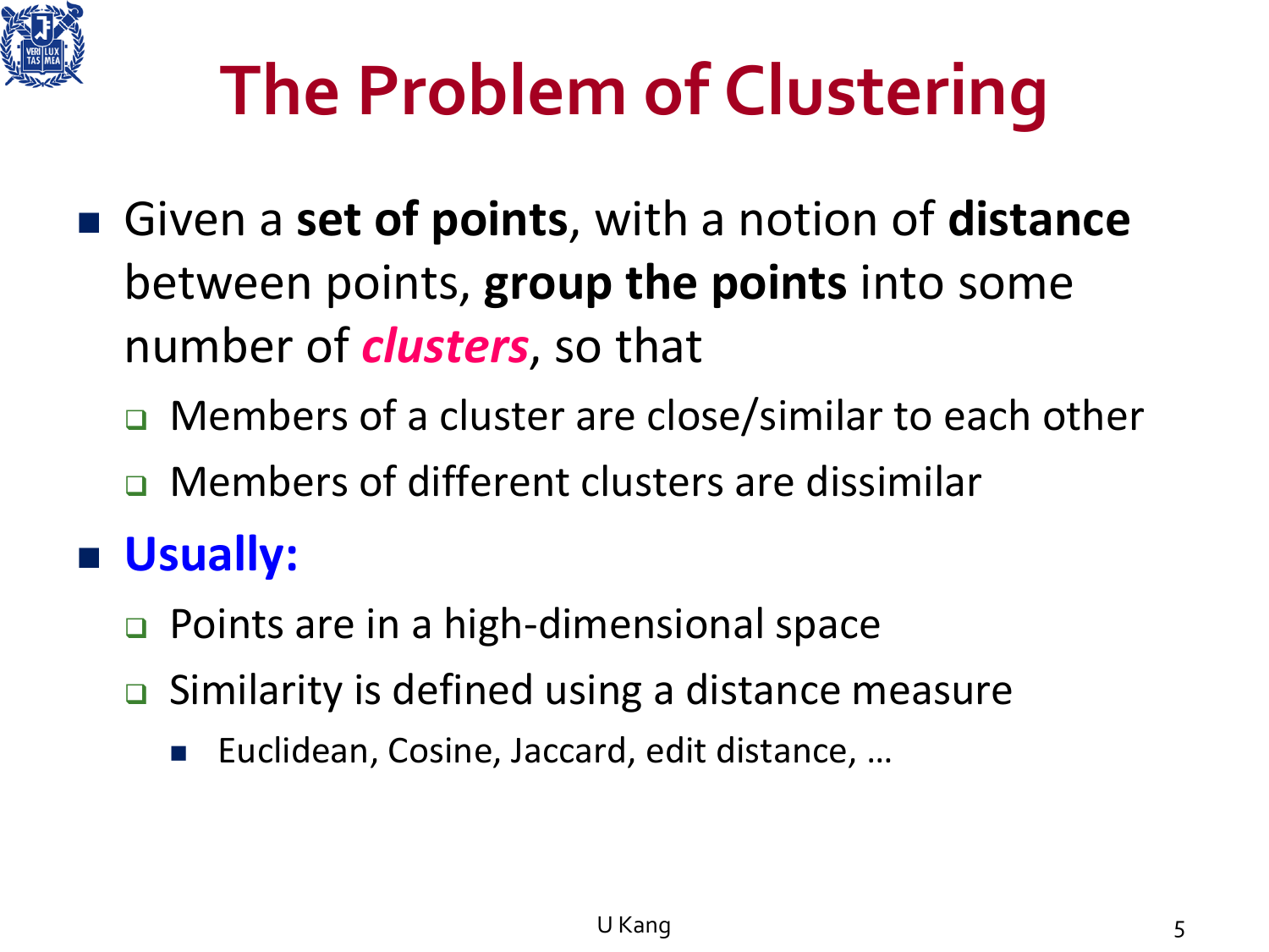# The Problem of Clustering

- Given a **set of points**, with a notion of **distance** between points, **group the points** into some number of ***clusters***, so that
  - Members of a cluster are close/similar to each other
  - Members of different clusters are dissimilar
- **Usually:**
  - Points are in a high-dimensional space
  - Similarity is defined using a distance measure
    - Euclidean, Cosine, Jaccard, edit distance, …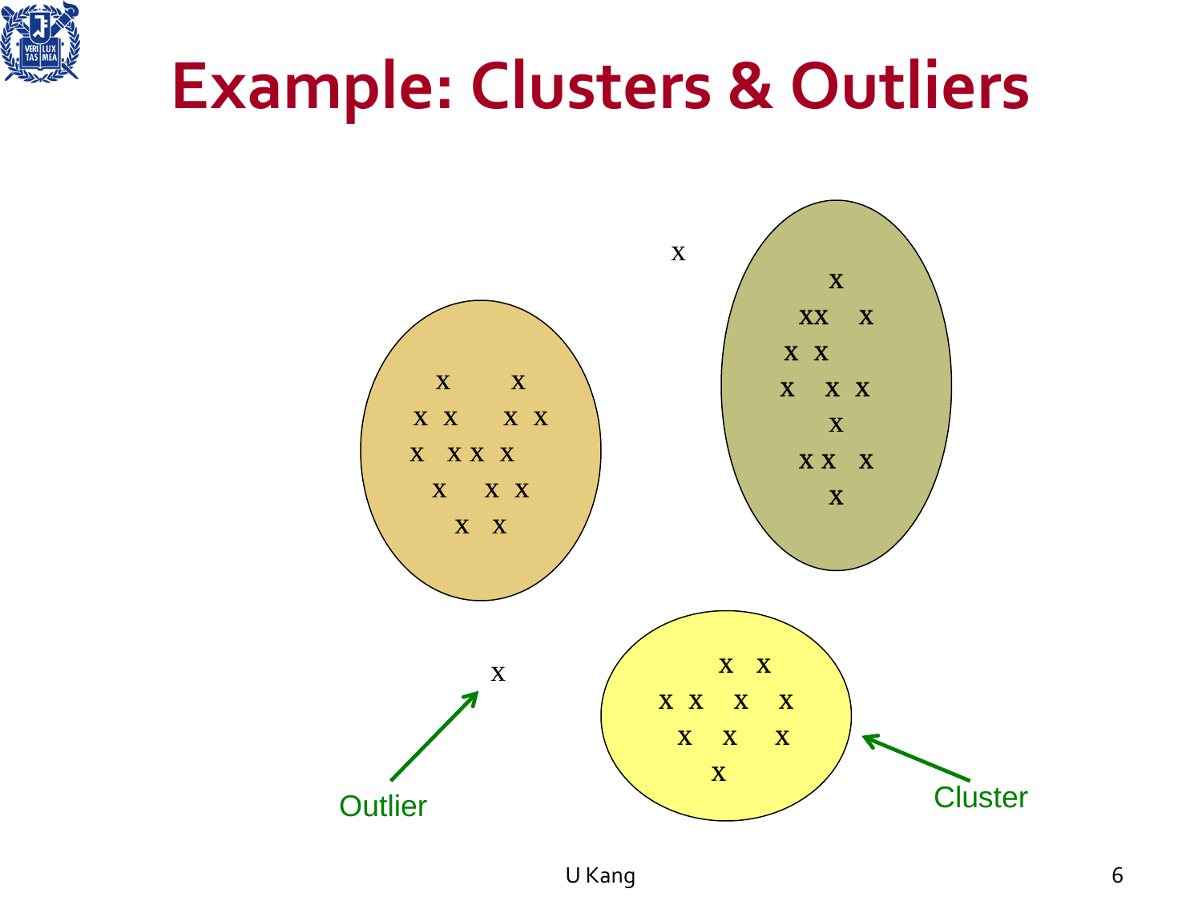# Example: Clusters & Outliers

Outlier

Cluster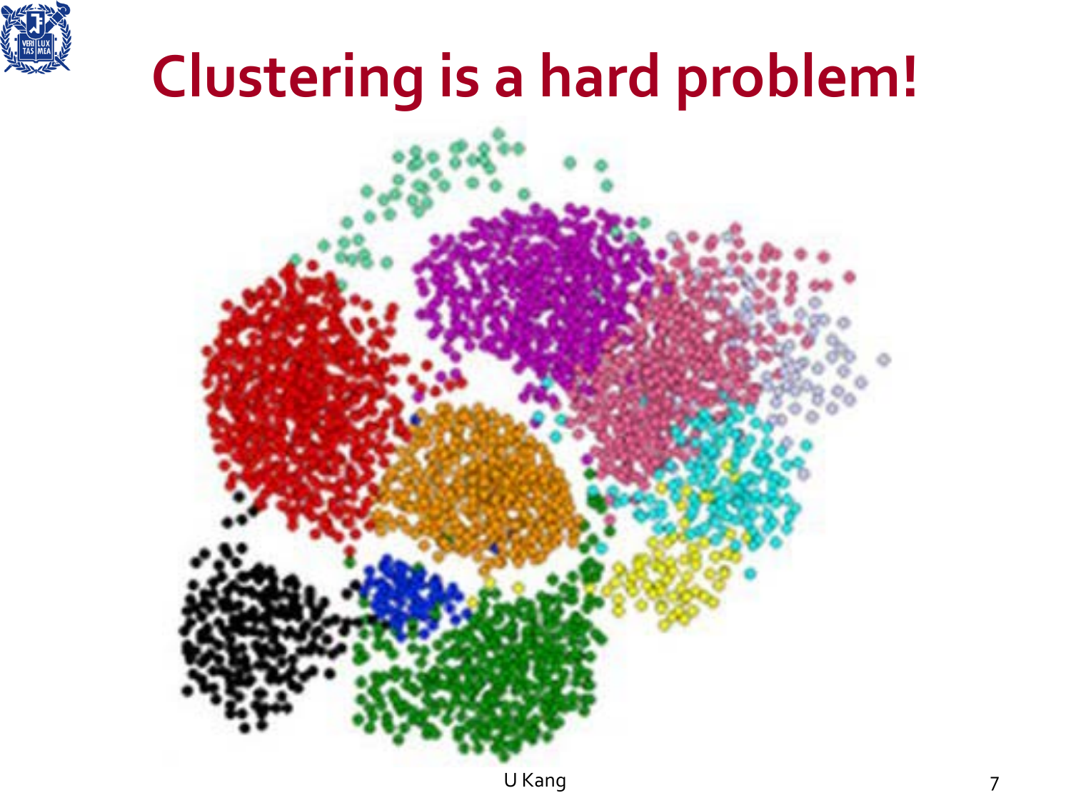# Clustering is a hard problem!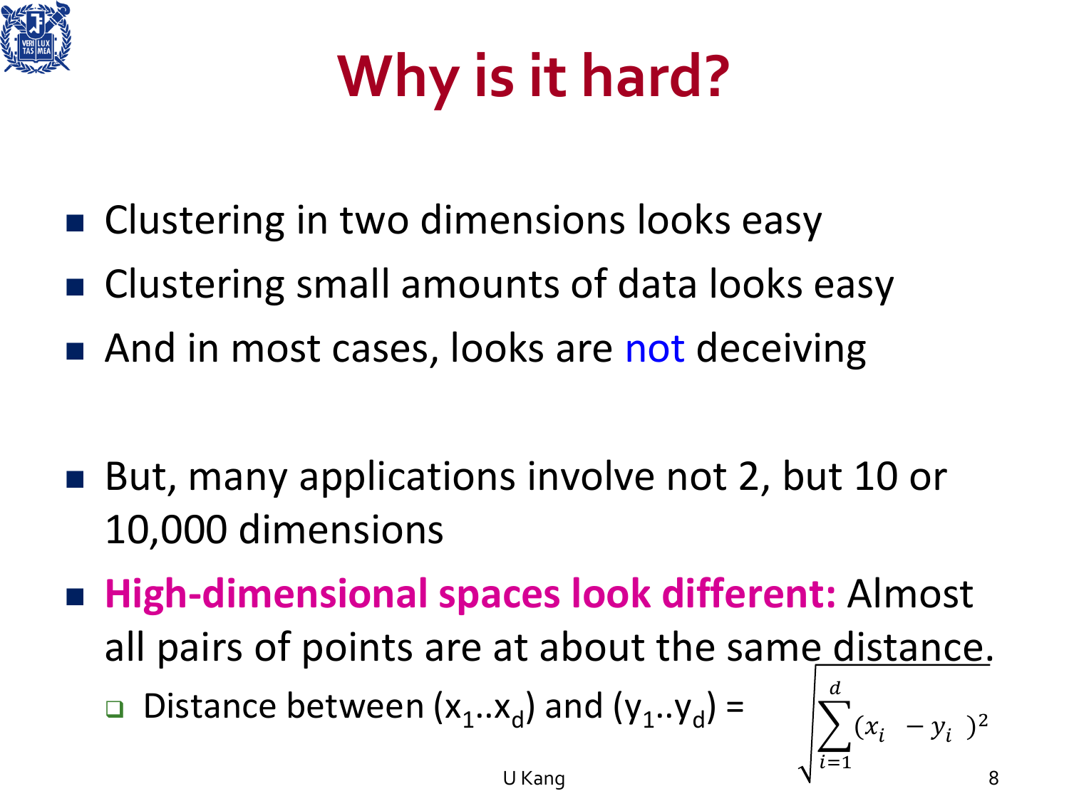# Why is it hard?

- Clustering in two dimensions looks easy
- Clustering small amounts of data looks easy
- And in most cases, looks are not deceiving

- But, many applications involve not 2, but 10 or 10,000 dimensions
- **High-dimensional spaces look different:** Almost all pairs of points are at about the same distance.
  - Distance between $(x_1..x_d)$ and $(y_1..y_d)$ = $\sqrt{\sum_{i=1}^{d}(x_i - y_i)^2}$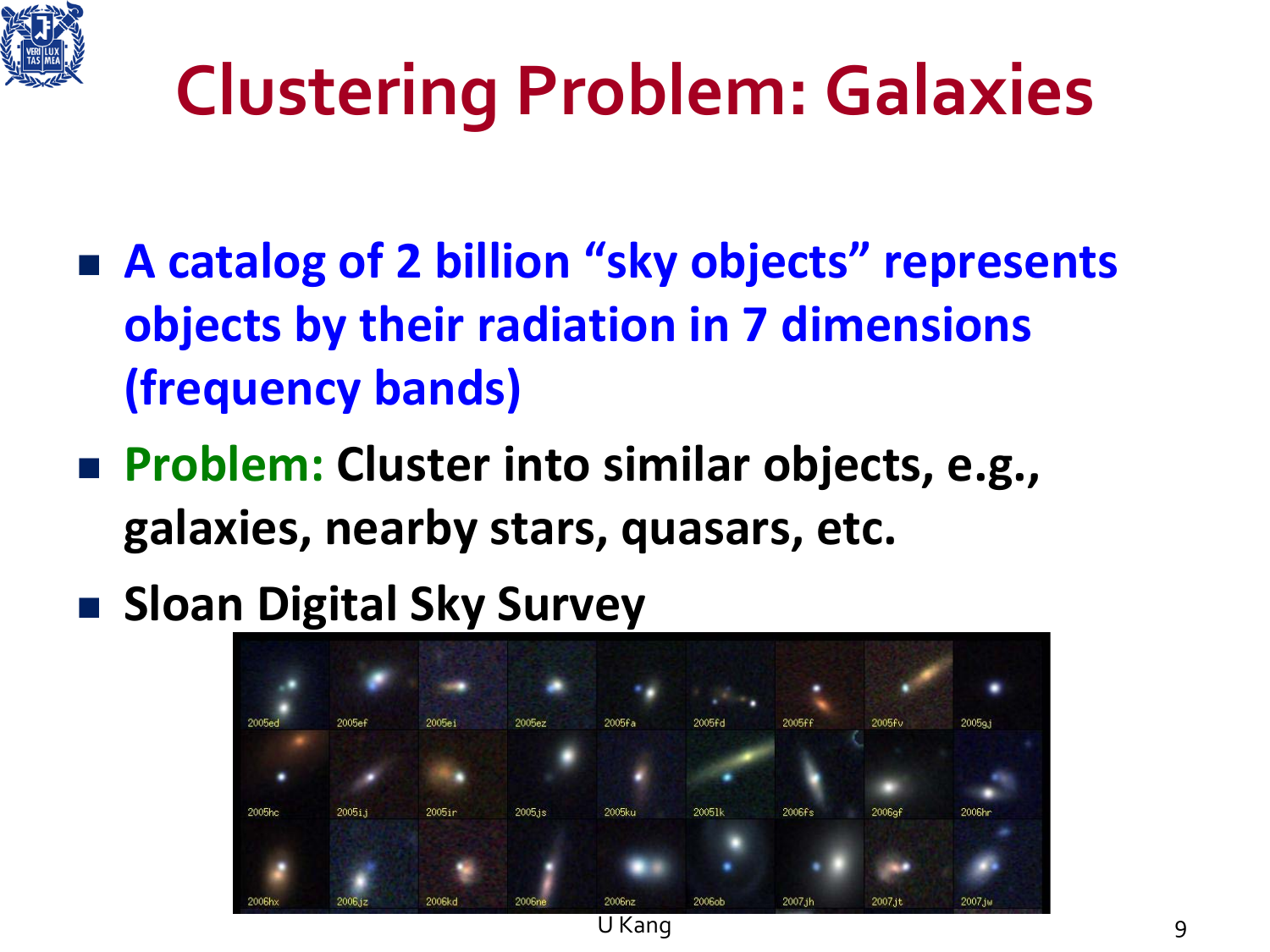# Clustering Problem: Galaxies

- **A catalog of 2 billion "sky objects" represents objects by their radiation in 7 dimensions (frequency bands)**
- **Problem: Cluster into similar objects, e.g., galaxies, nearby stars, quasars, etc.**
- **Sloan Digital Sky Survey**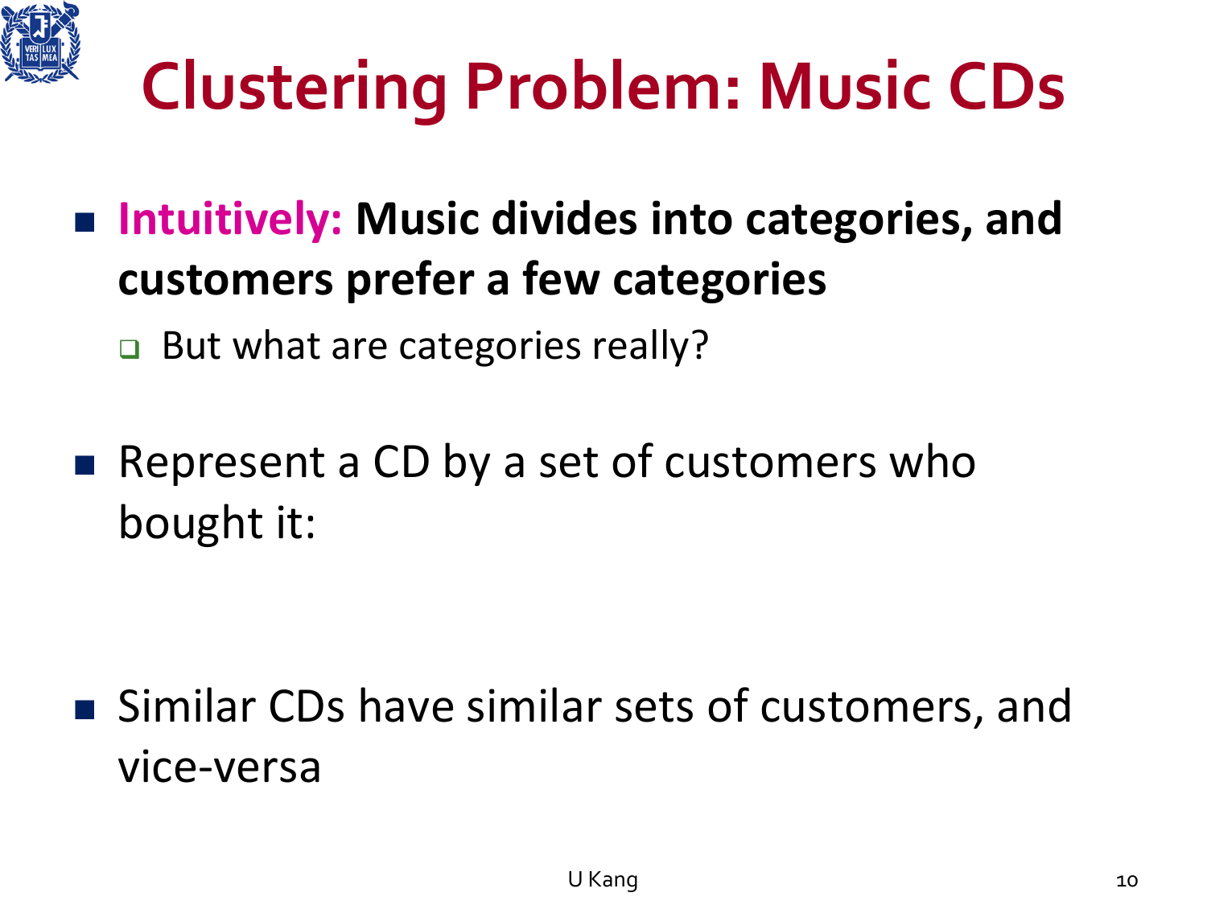# Clustering Problem: Music CDs

- **Intuitively: Music divides into categories, and customers prefer a few categories**
  - But what are categories really?

- Represent a CD by a set of customers who bought it:

- Similar CDs have similar sets of customers, and vice-versa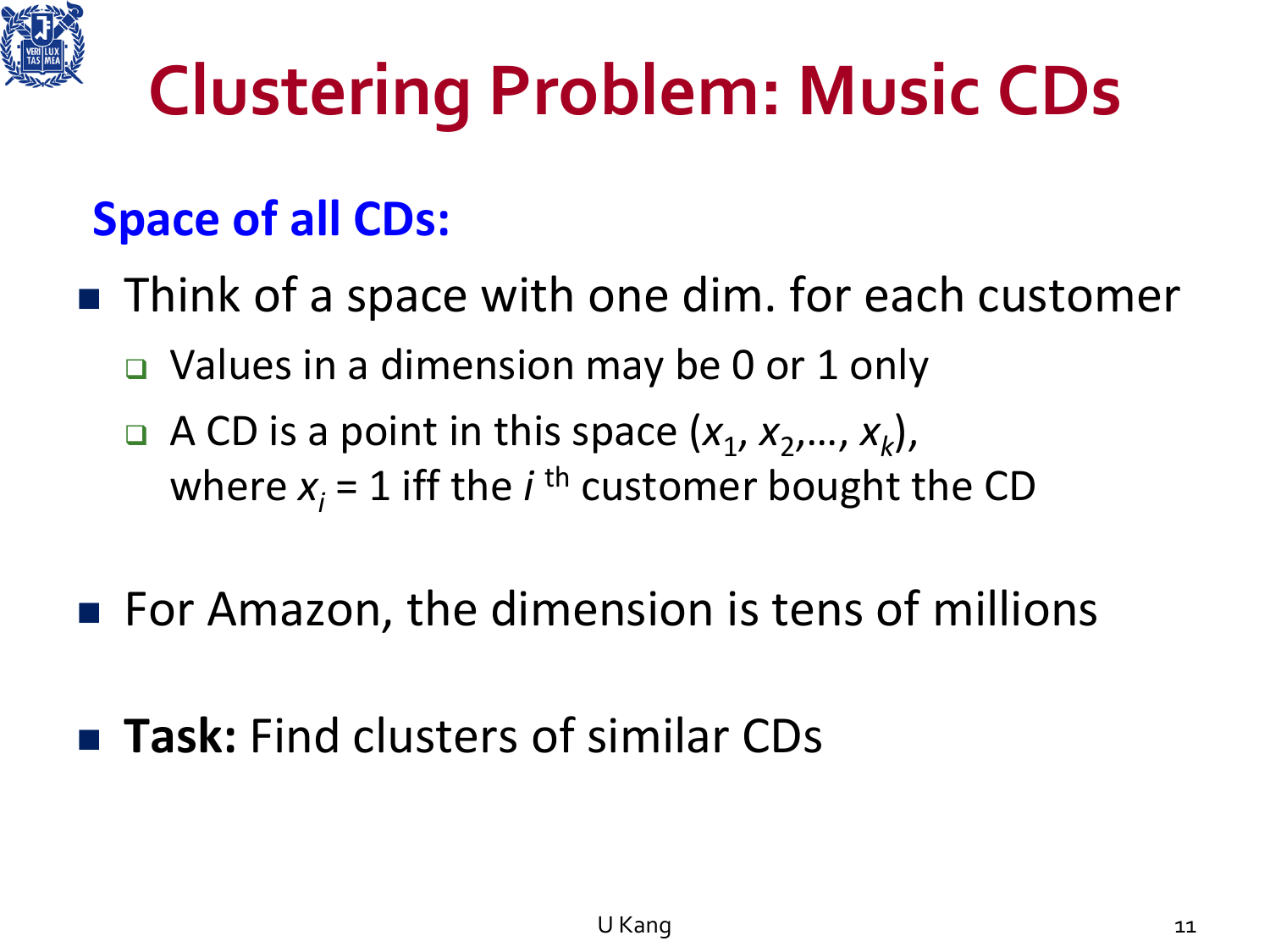# Clustering Problem: Music CDs

## Space of all CDs:

- Think of a space with one dim. for each customer
  - Values in a dimension may be 0 or 1 only
  - A CD is a point in this space $(x_1, x_2, \ldots, x_k)$, where $x_i = 1$ iff the $i^{th}$ customer bought the CD
- For Amazon, the dimension is tens of millions
- **Task:** Find clusters of similar CDs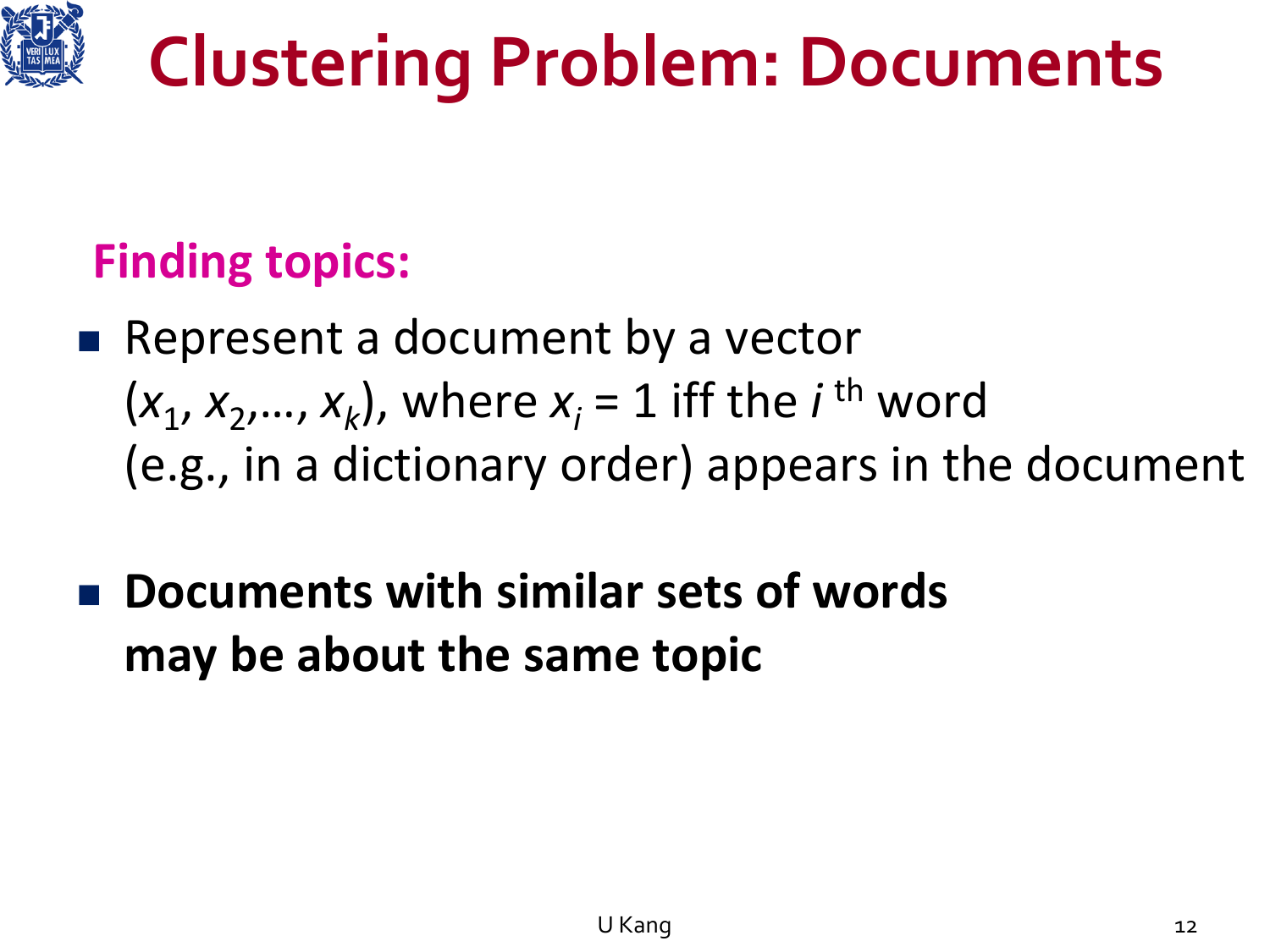# Clustering Problem: Documents

**Finding topics:**

- Represent a document by a vector $(x_1, x_2, \ldots, x_k)$, where $x_i = 1$ iff the $i^{th}$ word (e.g., in a dictionary order) appears in the document
- **Documents with similar sets of words may be about the same topic**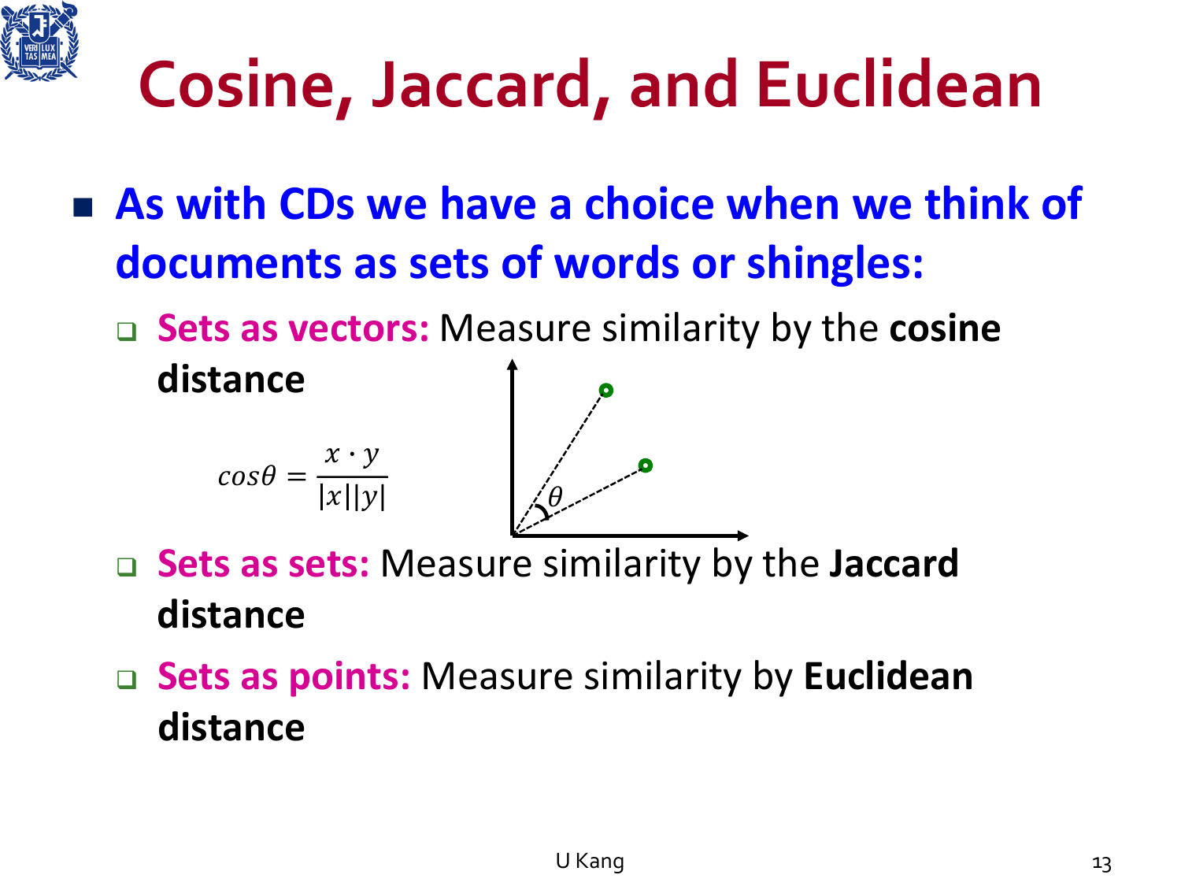# Cosine, Jaccard, and Euclidean

- **As with CDs we have a choice when we think of documents as sets of words or shingles:**
  - **Sets as vectors:** Measure similarity by the **cosine distance**

    $$cos\theta = \frac{x \cdot y}{|x||y|}$$

  - **Sets as sets:** Measure similarity by the **Jaccard distance**
  - **Sets as points:** Measure similarity by **Euclidean distance**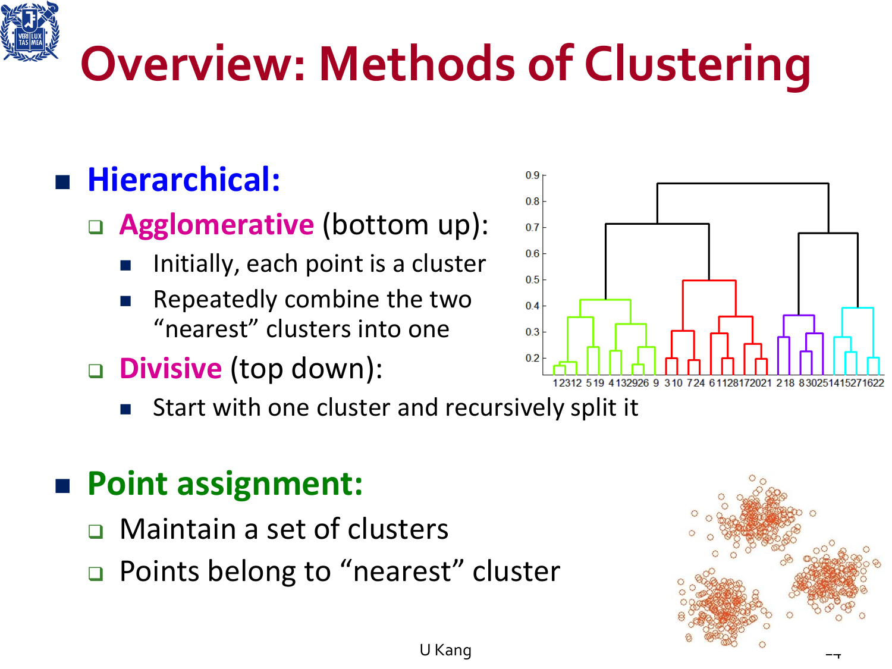# Overview: Methods of Clustering

- **Hierarchical:**
  - **Agglomerative** (bottom up):
    - Initially, each point is a cluster
    - Repeatedly combine the two "nearest" clusters into one
  - **Divisive** (top down):
    - Start with one cluster and recursively split it

- **Point assignment:**
  - Maintain a set of clusters
  - Points belong to "nearest" cluster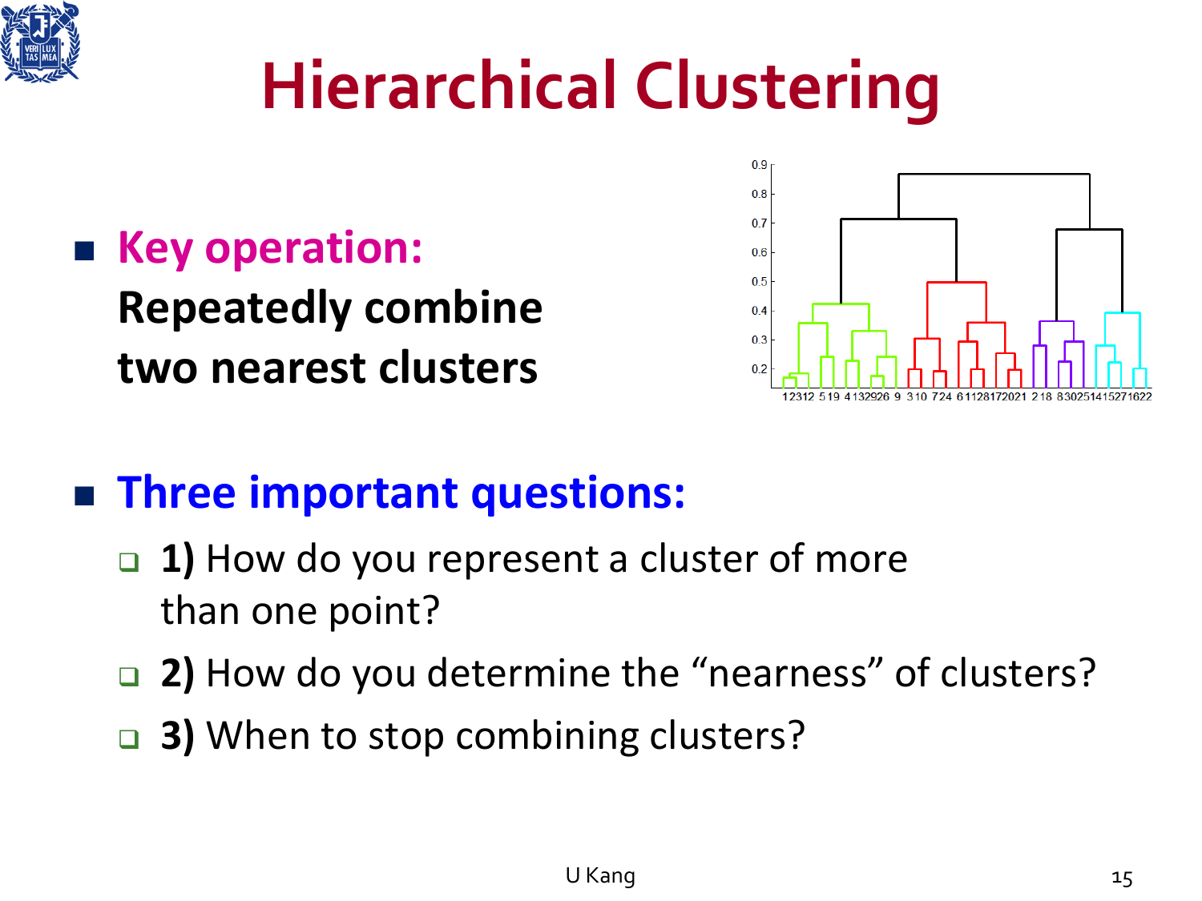# Hierarchical Clustering

- **Key operation:** **Repeatedly combine two nearest clusters**

- **Three important questions:**
  - **1)** How do you represent a cluster of more than one point?
  - **2)** How do you determine the "nearness" of clusters?
  - **3)** When to stop combining clusters?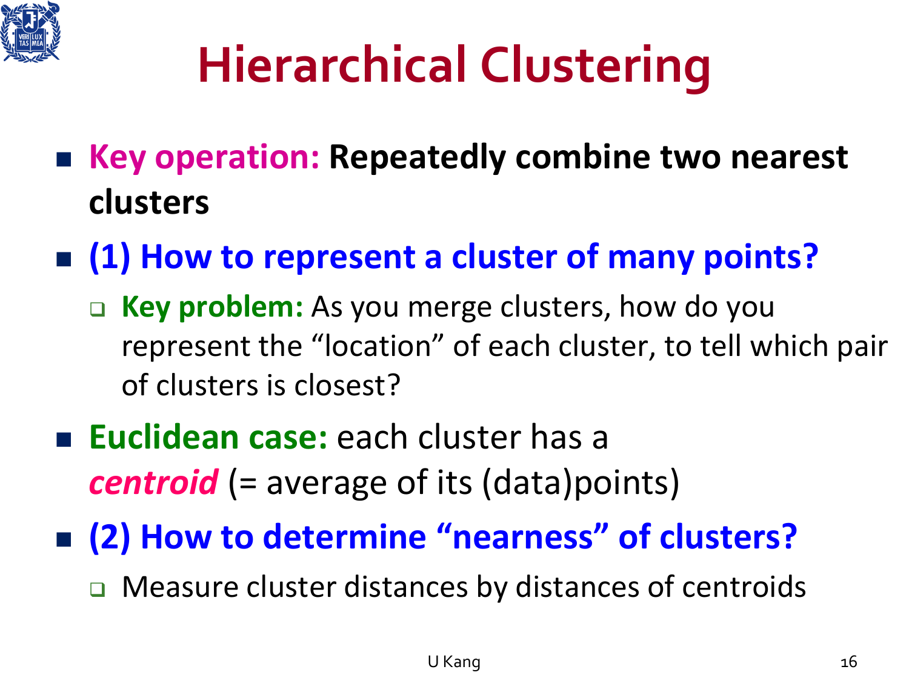# Hierarchical Clustering

- **Key operation: Repeatedly combine two nearest clusters**
- **(1) How to represent a cluster of many points?**
  - **Key problem:** As you merge clusters, how do you represent the "location" of each cluster, to tell which pair of clusters is closest?
- **Euclidean case:** each cluster has a ***centroid*** (= average of its (data)points)
- **(2) How to determine "nearness" of clusters?**
  - Measure cluster distances by distances of centroids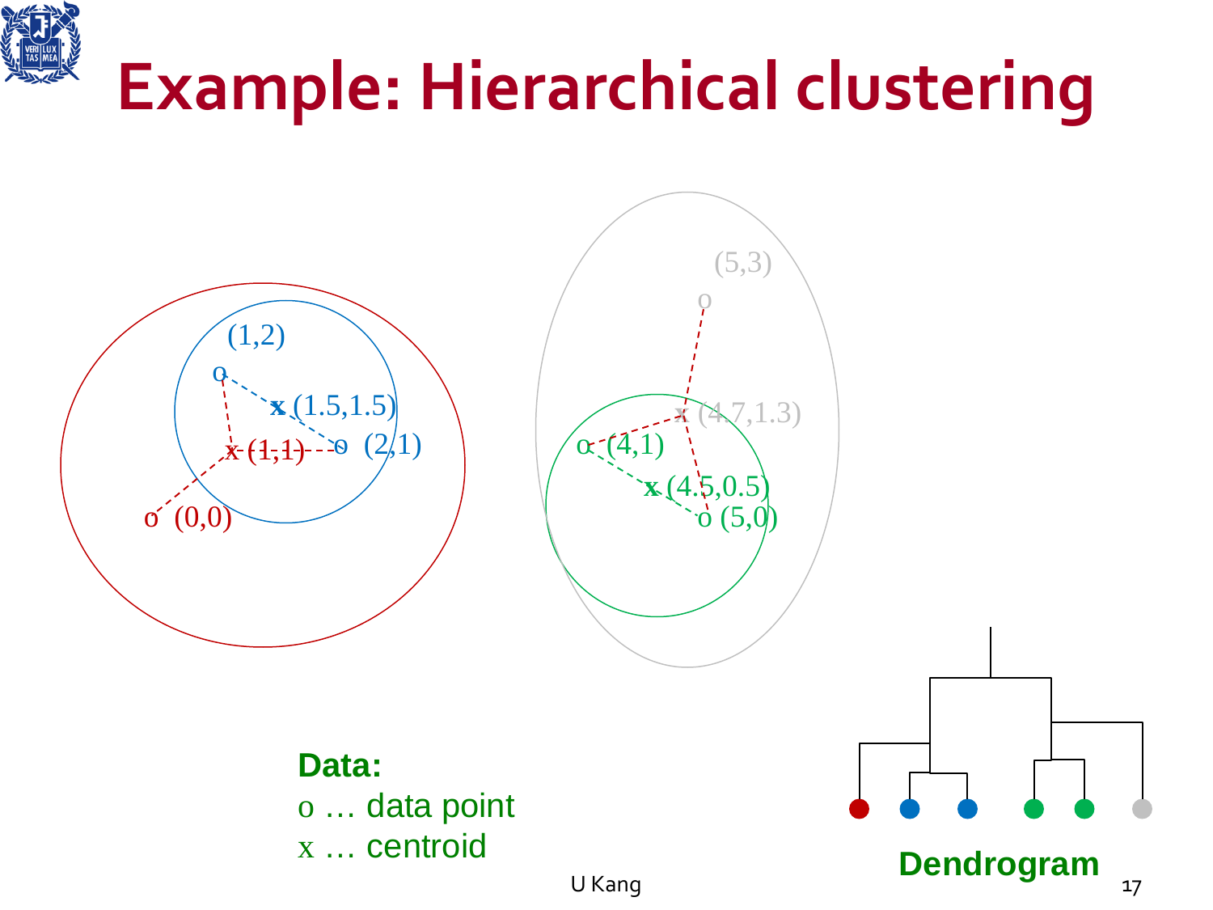# Example: Hierarchical clustering

(1,2)

o

x (1.5,1.5)

x (1,1)

o (2,1)

o (0,0)

(5,3)

o

x (4.7,1.3)

o (4,1)

x (4.5,0.5)

o (5,0)

**Data:**

o … data point

x … centroid

**Dendrogram**

U Kang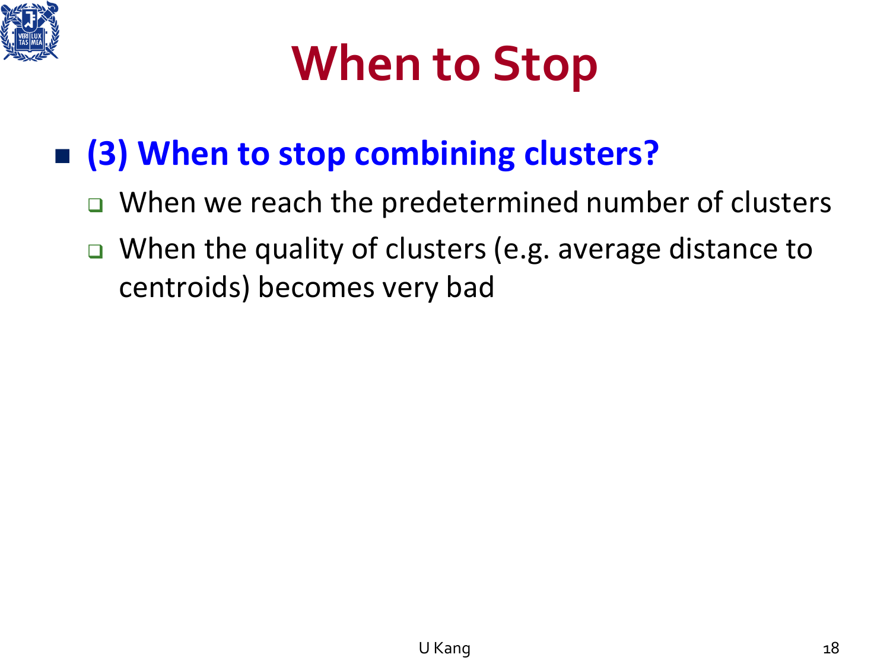# When to Stop

- **(3) When to stop combining clusters?**
  - When we reach the predetermined number of clusters
  - When the quality of clusters (e.g. average distance to centroids) becomes very bad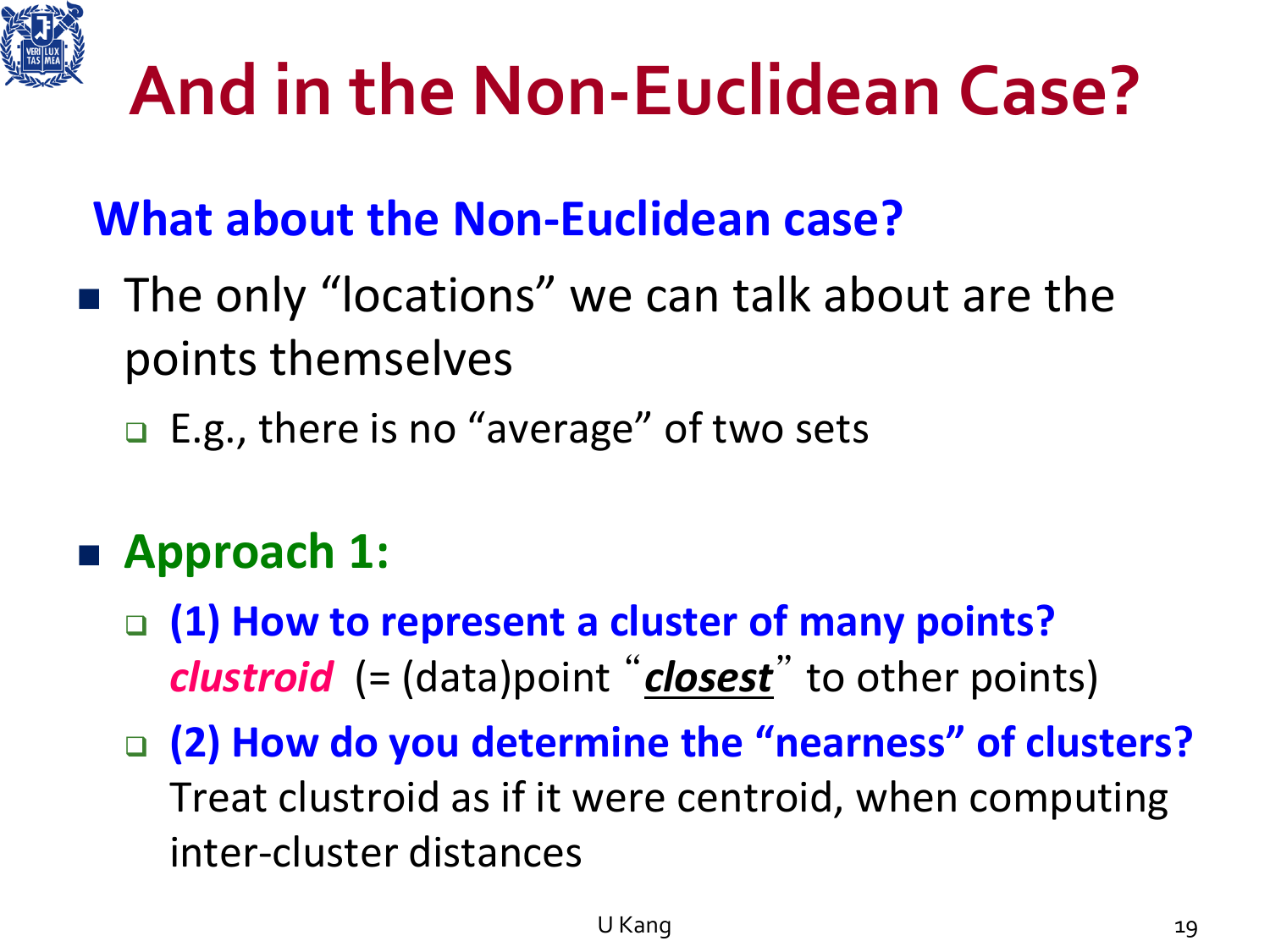# And in the Non-Euclidean Case?

**What about the Non-Euclidean case?**

- The only "locations" we can talk about are the points themselves
  - E.g., there is no "average" of two sets
- **Approach 1:**
  - **(1) How to represent a cluster of many points?** ***clustroid*** (= (data)point "***closest***" to other points)
  - **(2) How do you determine the "nearness" of clusters?** Treat clustroid as if it were centroid, when computing inter-cluster distances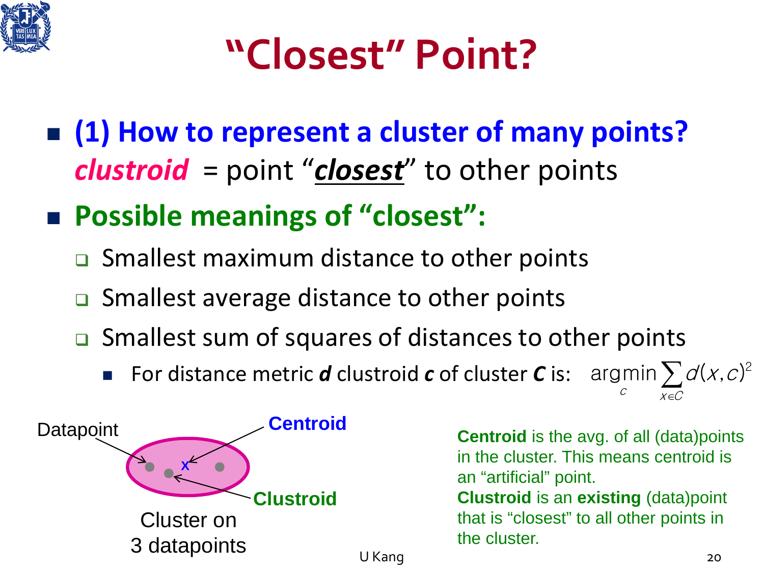# "Closest" Point?

- **(1) How to represent a cluster of many points?**
  ***clustroid*** = point "***closest***" to other points
- **Possible meanings of "closest":**
  - Smallest maximum distance to other points
  - Smallest average distance to other points
  - Smallest sum of squares of distances to other points
    - For distance metric ***d*** clustroid ***c*** of cluster ***C*** is: $\arg\min_{c} \sum_{x \in C} d(x, c)^2$

Datapoint

Centroid

Clustroid

Cluster on 3 datapoints

**Centroid** is the avg. of all (data)points in the cluster. This means centroid is an "artificial" point.
**Clustroid** is an **existing** (data)point that is "closest" to all other points in the cluster.

U Kang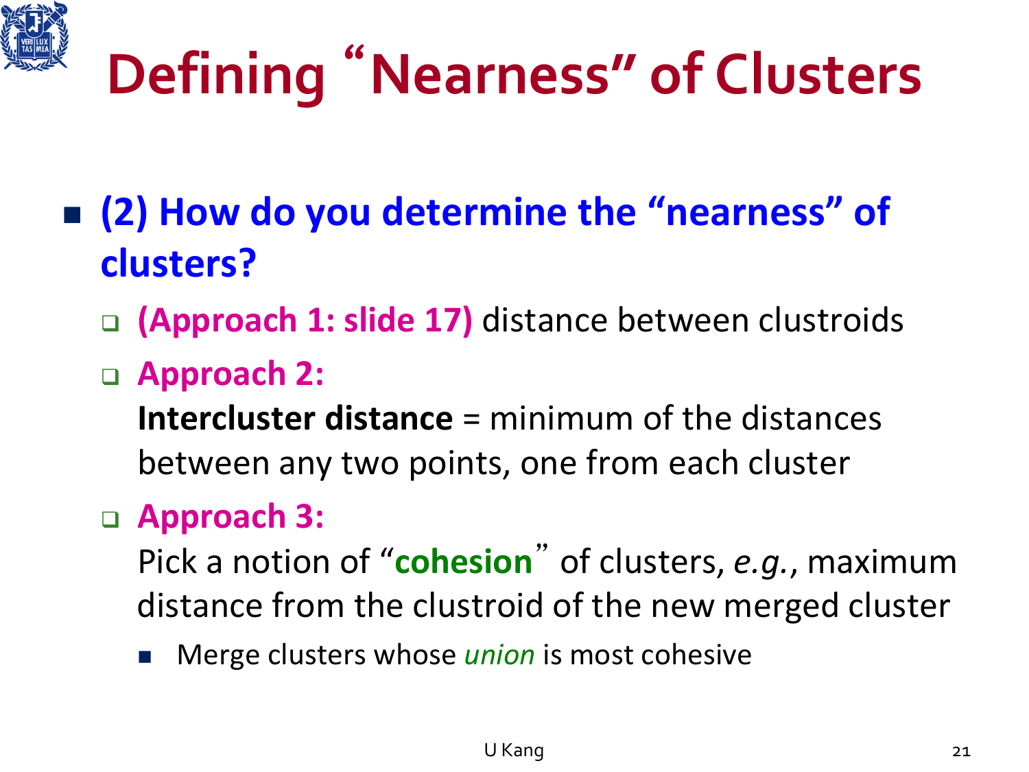# Defining "Nearness" of Clusters

- **(2) How do you determine the "nearness" of clusters?**
  - **(Approach 1: slide 17)** distance between clustroids
  - **Approach 2:**
    **Intercluster distance** = minimum of the distances between any two points, one from each cluster
  - **Approach 3:**
    Pick a notion of "**cohesion**" of clusters, *e.g.*, maximum distance from the clustroid of the new merged cluster
    - Merge clusters whose *union* is most cohesive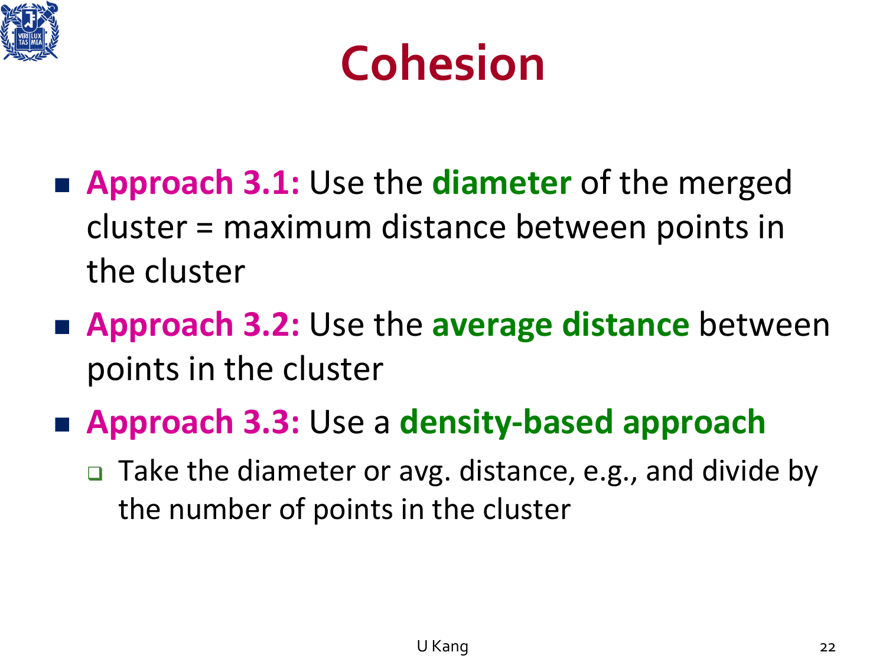# Cohesion

- **Approach 3.1:** Use the **diameter** of the merged cluster = maximum distance between points in the cluster
- **Approach 3.2:** Use the **average distance** between points in the cluster
- **Approach 3.3:** Use a **density-based approach**
  - Take the diameter or avg. distance, e.g., and divide by the number of points in the cluster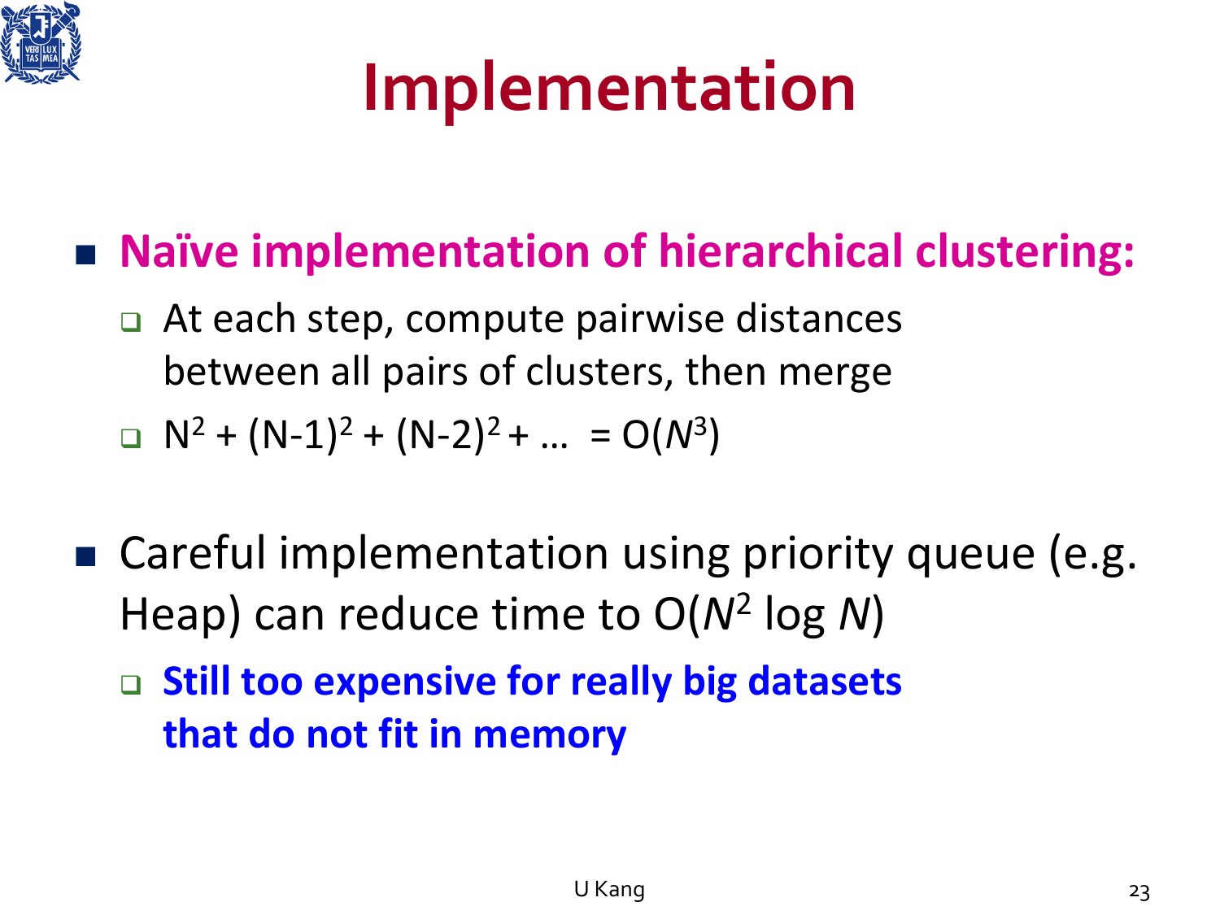# Implementation

- **Naïve implementation of hierarchical clustering:**
  - At each step, compute pairwise distances between all pairs of clusters, then merge
  - $N^2 + (N-1)^2 + (N-2)^2 + \ldots = O(N^3)$

- Careful implementation using priority queue (e.g. Heap) can reduce time to $O(N^2 \log N)$
  - **Still too expensive for really big datasets that do not fit in memory**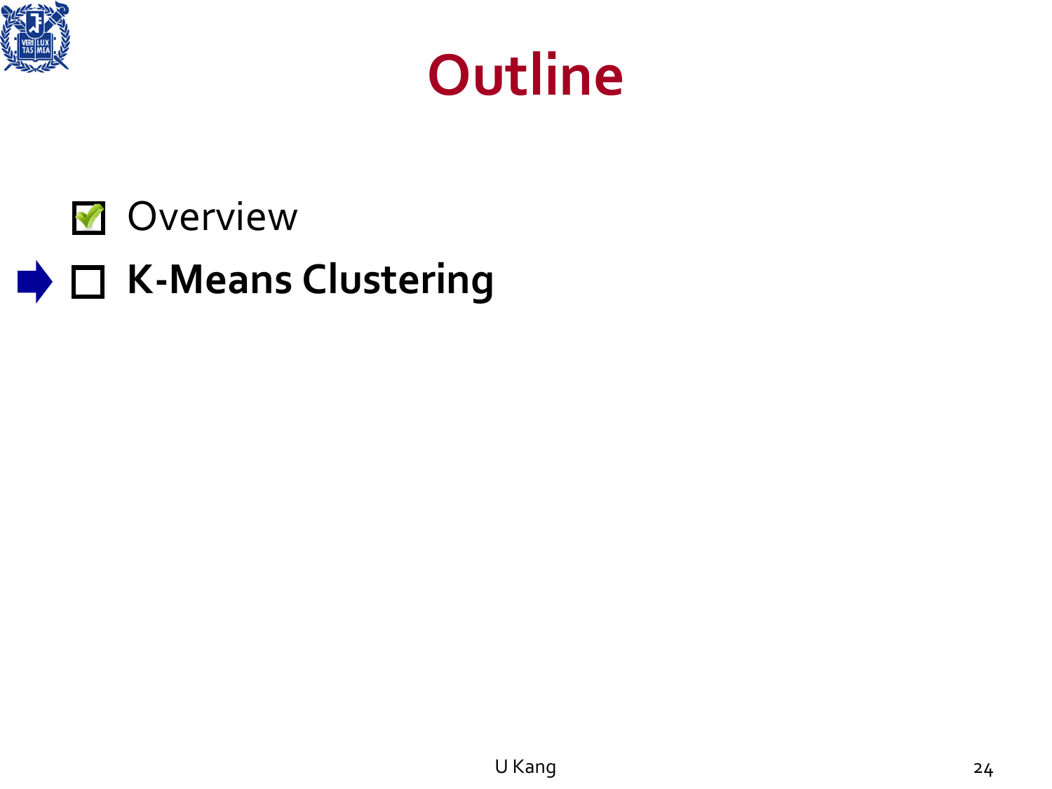# Outline

- [x] Overview
- [ ] **K-Means Clustering**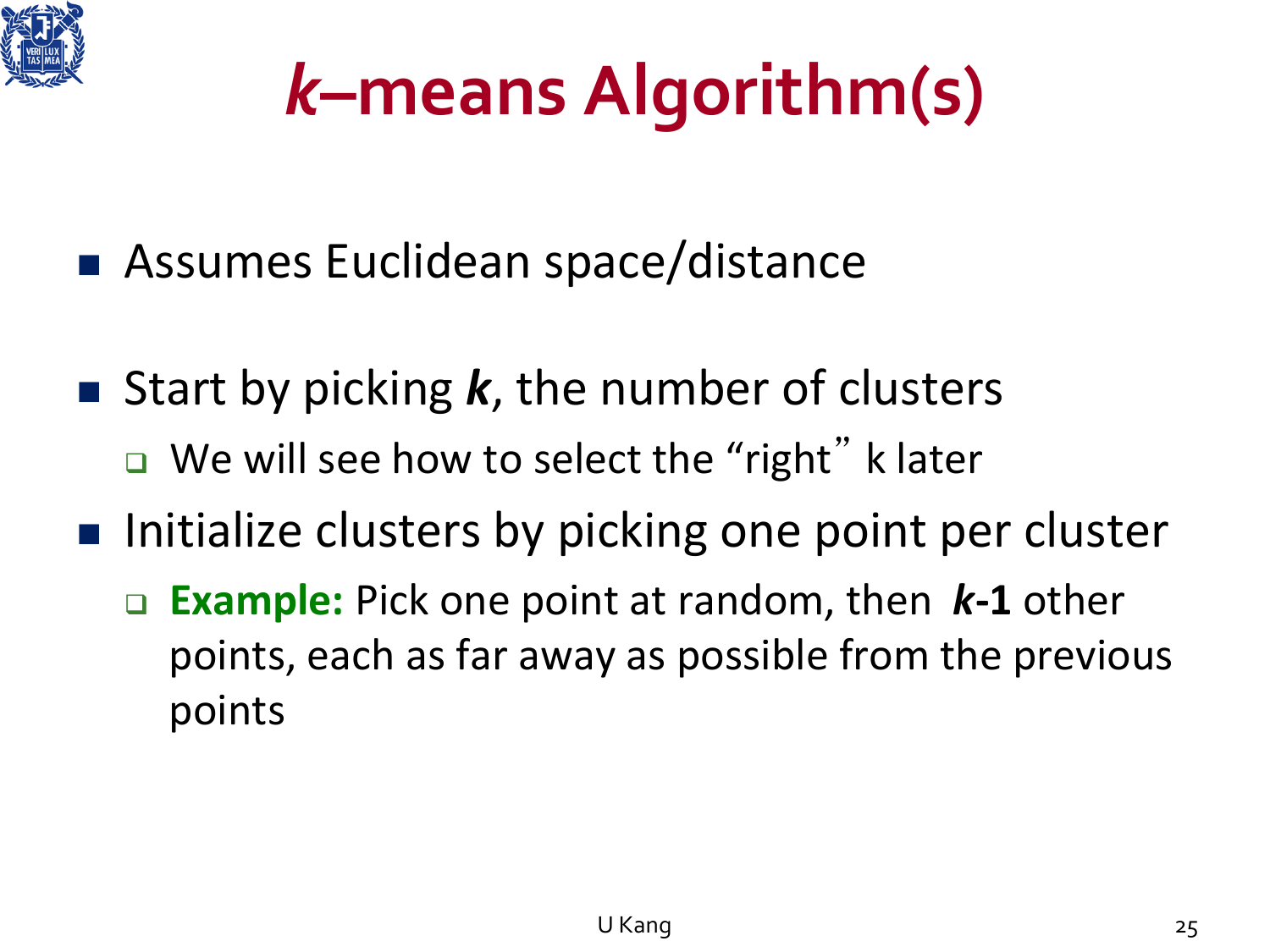# *k*–means Algorithm(s)

- Assumes Euclidean space/distance
- Start by picking ***k***, the number of clusters
  - We will see how to select the "right" k later
- Initialize clusters by picking one point per cluster
  - **Example:** Pick one point at random, then ***k*-1** other points, each as far away as possible from the previous points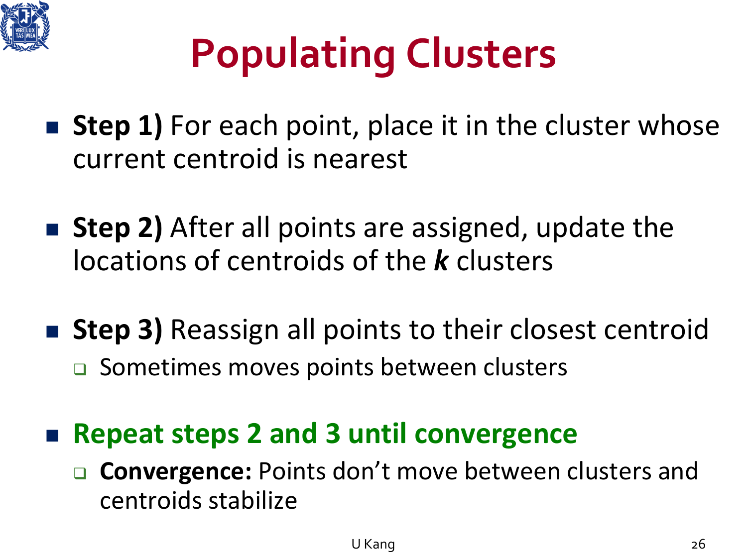# Populating Clusters

- **Step 1)** For each point, place it in the cluster whose current centroid is nearest

- **Step 2)** After all points are assigned, update the locations of centroids of the ***k*** clusters

- **Step 3)** Reassign all points to their closest centroid
  - Sometimes moves points between clusters

- **Repeat steps 2 and 3 until convergence**
  - **Convergence:** Points don't move between clusters and centroids stabilize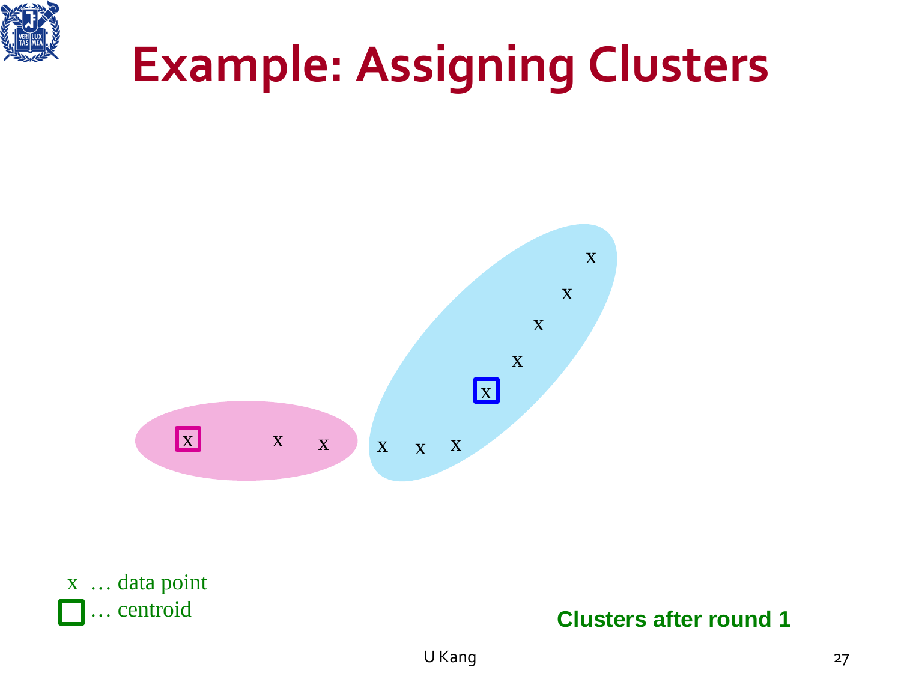# Example: Assigning Clusters

x … data point

… centroid

**Clusters after round 1**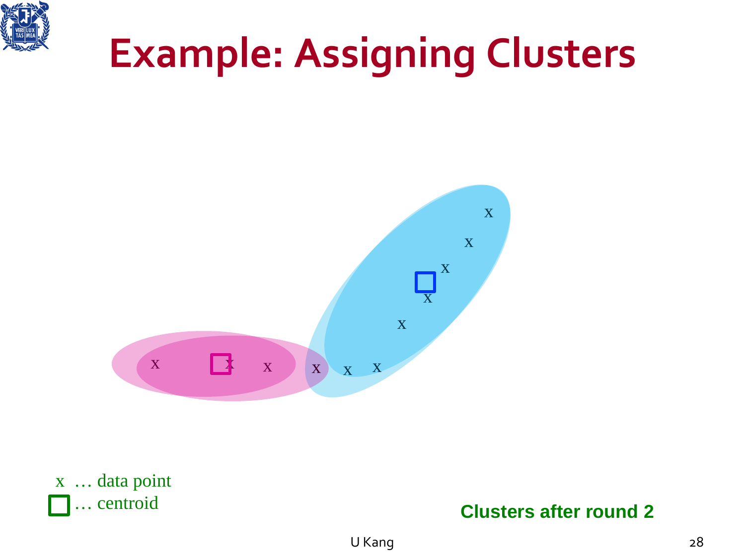# Example: Assigning Clusters

x … data point

□ … centroid

**Clusters after round 2**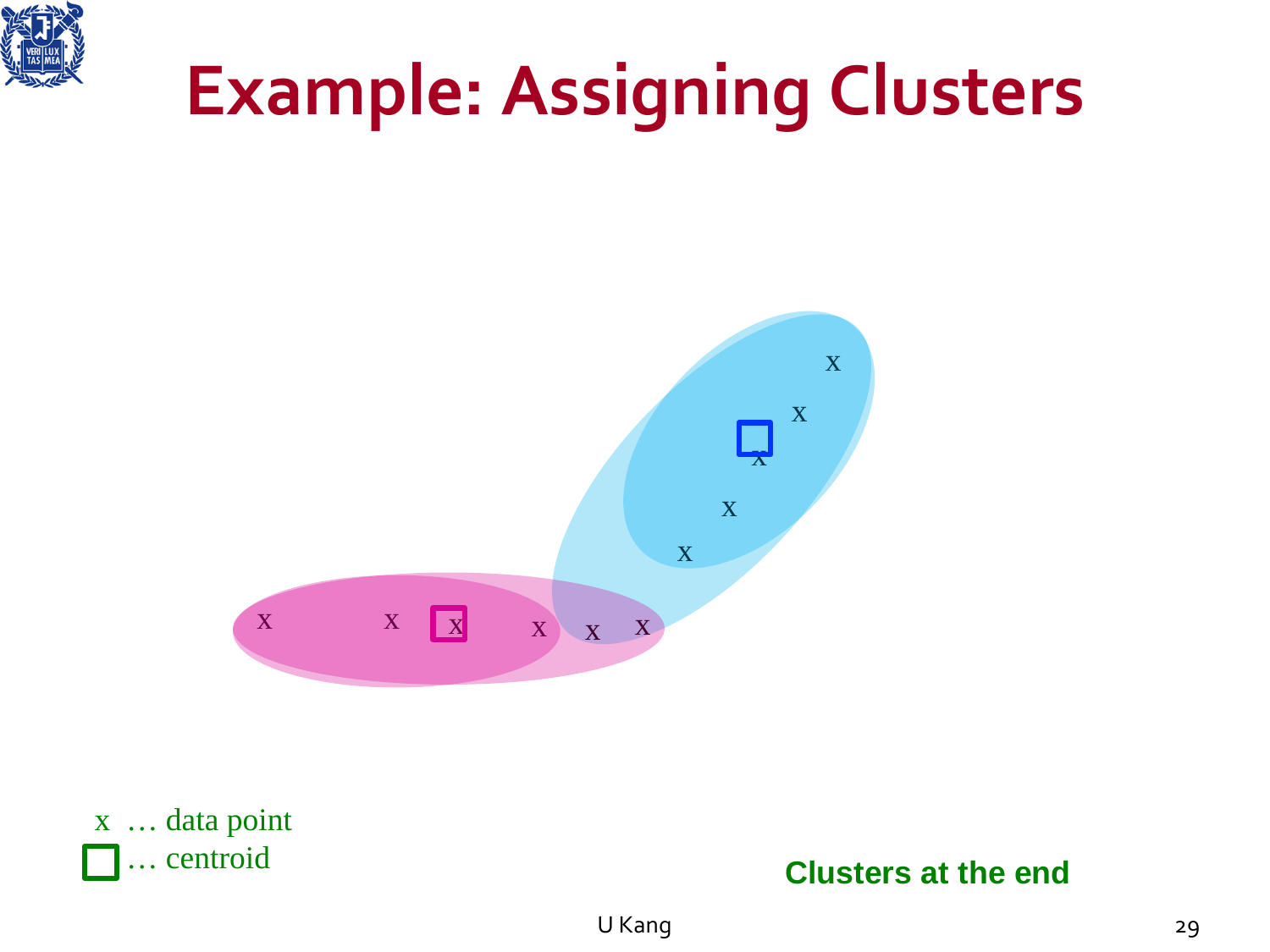# Example: Assigning Clusters

x … data point

… centroid

**Clusters at the end**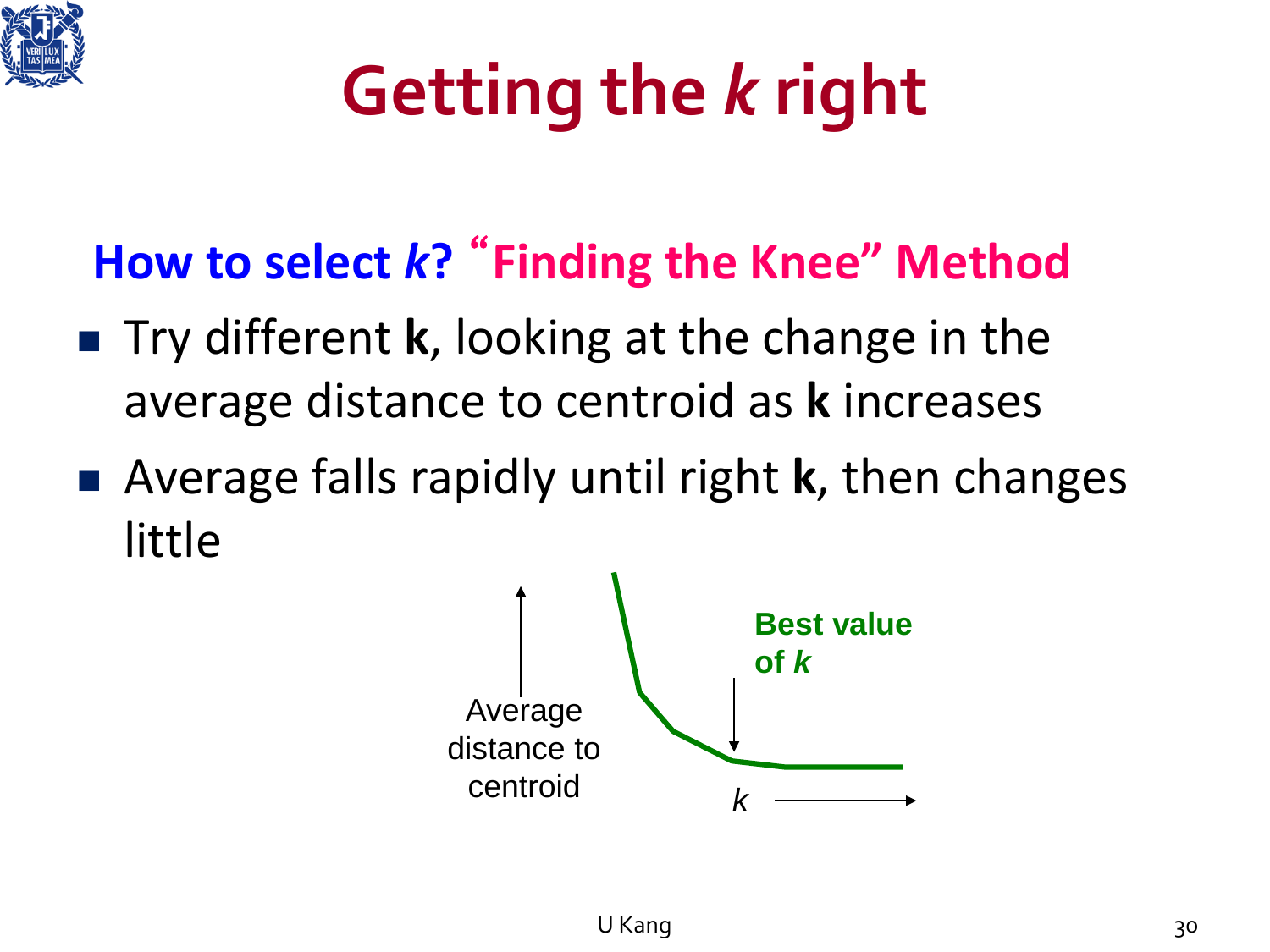# Getting the *k* right

**How to select *k*? "Finding the Knee" Method**

- Try different **k**, looking at the change in the average distance to centroid as **k** increases
- Average falls rapidly until right **k**, then changes little

Average distance to centroid

Best value of *k*

*k*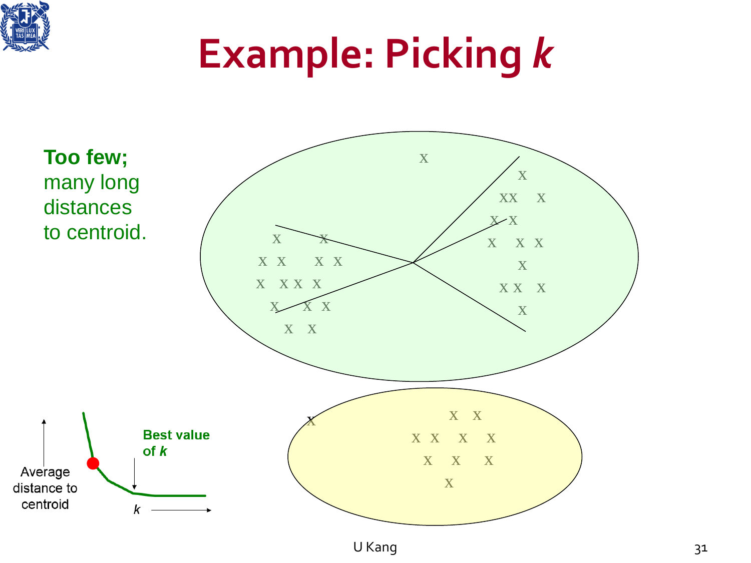# Example: Picking *k*

**Too few;**
many long distances to centroid.

Best value of *k*

Average distance to centroid

*k*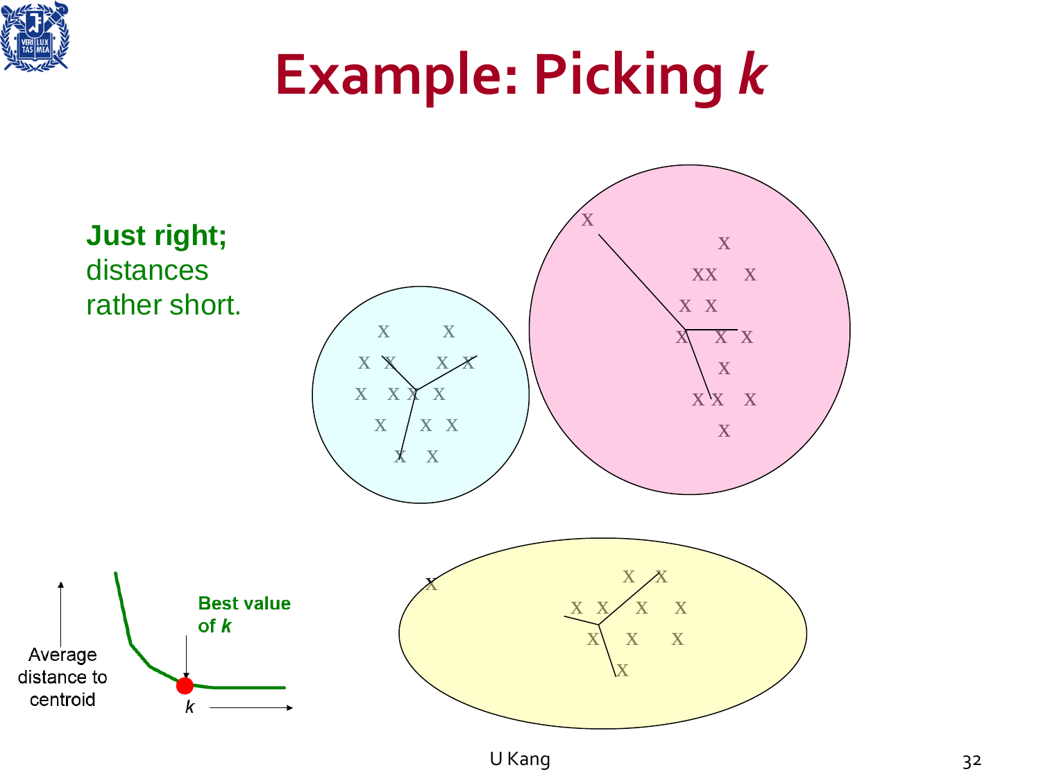# Example: Picking *k*

**Just right;**
distances
rather short.

Average distance to centroid

**Best value of *k***

*k*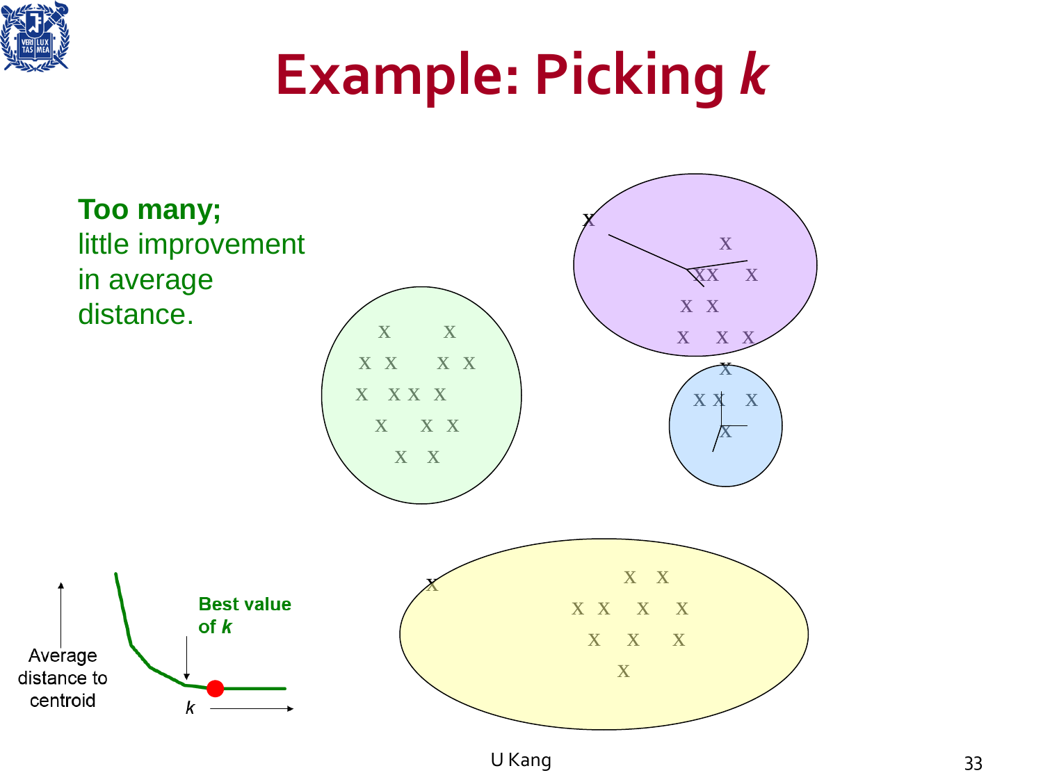# Example: Picking *k*

**Too many;**
little improvement in average distance.

Average distance to centroid

*k*

**Best value of *k***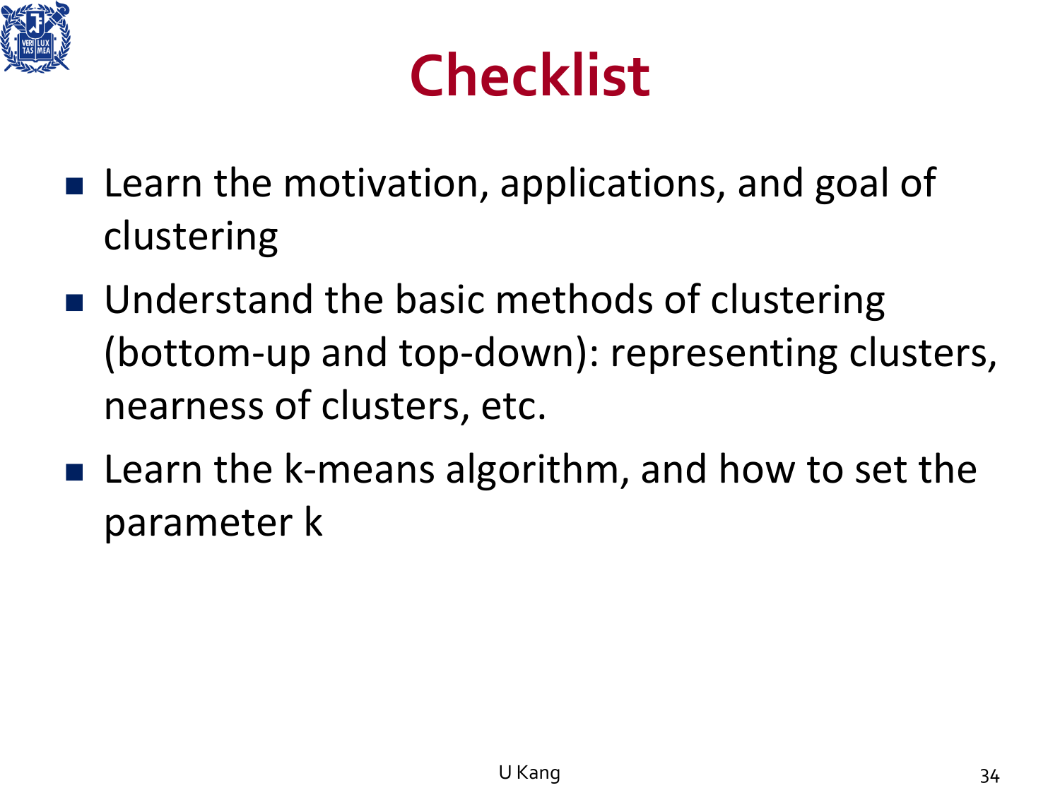# Checklist

- Learn the motivation, applications, and goal of clustering
- Understand the basic methods of clustering (bottom-up and top-down): representing clusters, nearness of clusters, etc.
- Learn the k-means algorithm, and how to set the parameter k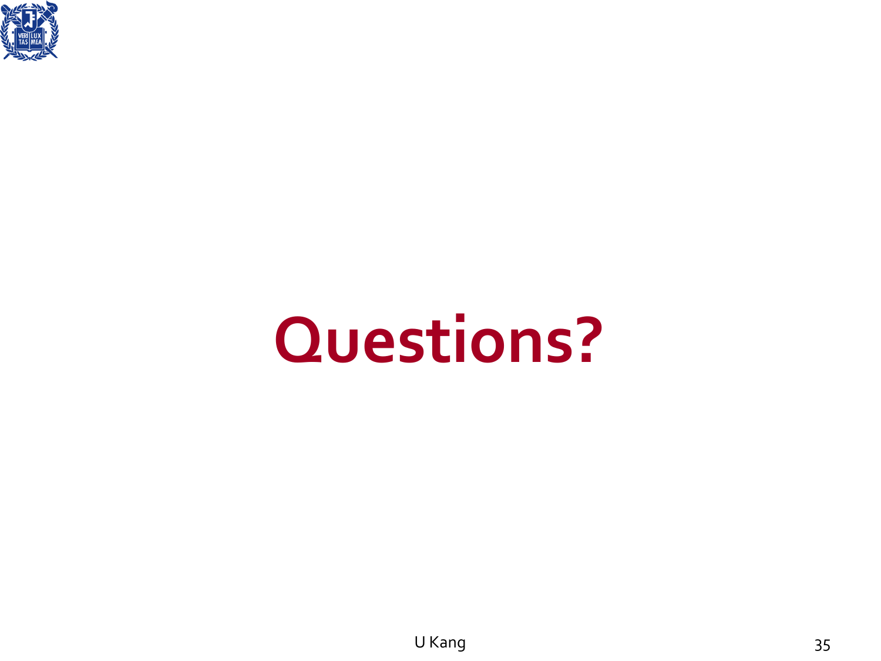# Questions?